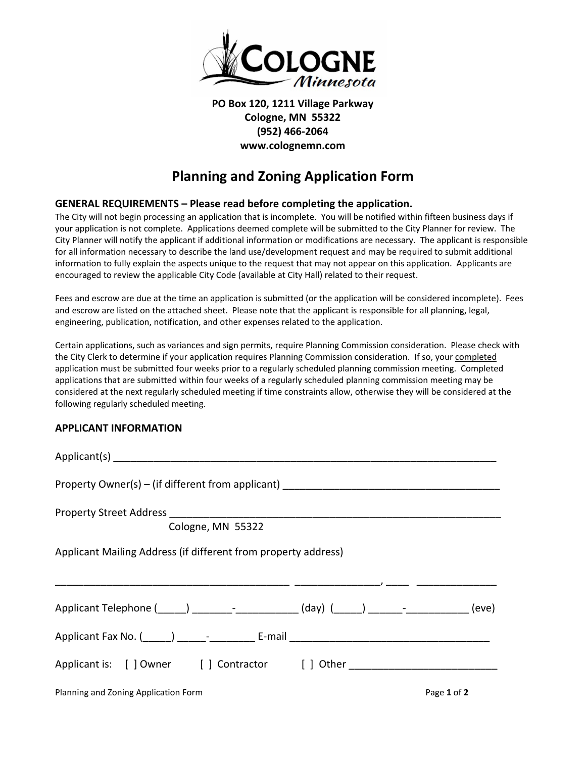**PO Box 120, 1211 Village Parkway**
**Cologne, MN 55322**
**(952) 466-2064**
**www.colognemn.com**

# Planning and Zoning Application Form

### GENERAL REQUIREMENTS – Please read before completing the application.

The City will not begin processing an application that is incomplete. You will be notified within fifteen business days if your application is not complete. Applications deemed complete will be submitted to the City Planner for review. The City Planner will notify the applicant if additional information or modifications are necessary. The applicant is responsible for all information necessary to describe the land use/development request and may be required to submit additional information to fully explain the aspects unique to the request that may not appear on this application. Applicants are encouraged to review the applicable City Code (available at City Hall) related to their request.

Fees and escrow are due at the time an application is submitted (or the application will be considered incomplete). Fees and escrow are listed on the attached sheet. Please note that the applicant is responsible for all planning, legal, engineering, publication, notification, and other expenses related to the application.

Certain applications, such as variances and sign permits, require Planning Commission consideration. Please check with the City Clerk to determine if your application requires Planning Commission consideration. If so, your completed application must be submitted four weeks prior to a regularly scheduled planning commission meeting. Completed applications that are submitted within four weeks of a regularly scheduled planning commission meeting may be considered at the next regularly scheduled meeting if time constraints allow, otherwise they will be considered at the following regularly scheduled meeting.

### APPLICANT INFORMATION

Applicant(s) ______________________________________________________________________

Property Owner(s) – (if different from applicant) _____________________________________

Property Street Address ___________________________________________________________
Cologne, MN 55322

Applicant Mailing Address (if different from property address)

__________________________________________ _______________, ____ ______________

Applicant Telephone (_____) _______-___________ (day) (_____) ______-___________ (eve)

Applicant Fax No. (_____) _____-________ E-mail ___________________________________

Applicant is: [ ] Owner [ ] Contractor [ ] Other _________________________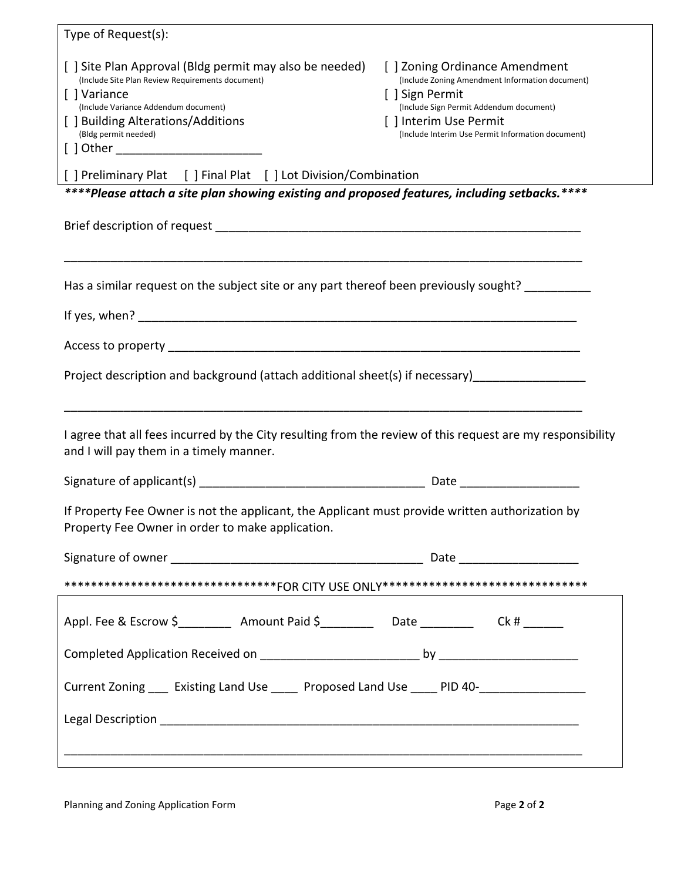Type of Request(s):

[ ] Site Plan Approval (Bldg permit may also be needed)
(Include Site Plan Review Requirements document)

[ ] Variance
(Include Variance Addendum document)

[ ] Building Alterations/Additions
(Bldg permit needed)

[ ] Other ______________________

[ ] Zoning Ordinance Amendment
(Include Zoning Amendment Information document)

[ ] Sign Permit
(Include Sign Permit Addendum document)

[ ] Interim Use Permit
(Include Interim Use Permit Information document)

[ ] Preliminary Plat [ ] Final Plat [ ] Lot Division/Combination

***\*Please attach a site plan showing existing and proposed features, including setbacks.\****

Brief description of request ________________________________________________________

______________________________________________________________________________

Has a similar request on the subject site or any part thereof been previously sought? __________

If yes, when? ____________________________________________________________________

Access to property ________________________________________________________________

Project description and background (attach additional sheet(s) if necessary)_________________

______________________________________________________________________________

I agree that all fees incurred by the City resulting from the review of this request are my responsibility and I will pay them in a timely manner.

Signature of applicant(s) __________________________________ Date __________________

If Property Fee Owner is not the applicant, the Applicant must provide written authorization by Property Fee Owner in order to make application.

Signature of owner _____________________________________ Date __________________

********************************FOR CITY USE ONLY********************************

Appl. Fee & Escrow $________ Amount Paid $________ Date ________ Ck # ______

Completed Application Received on ________________________ by _____________________

Current Zoning ___ Existing Land Use ____ Proposed Land Use ____ PID 40-________________

Legal Description ________________________________________________________________

______________________________________________________________________________